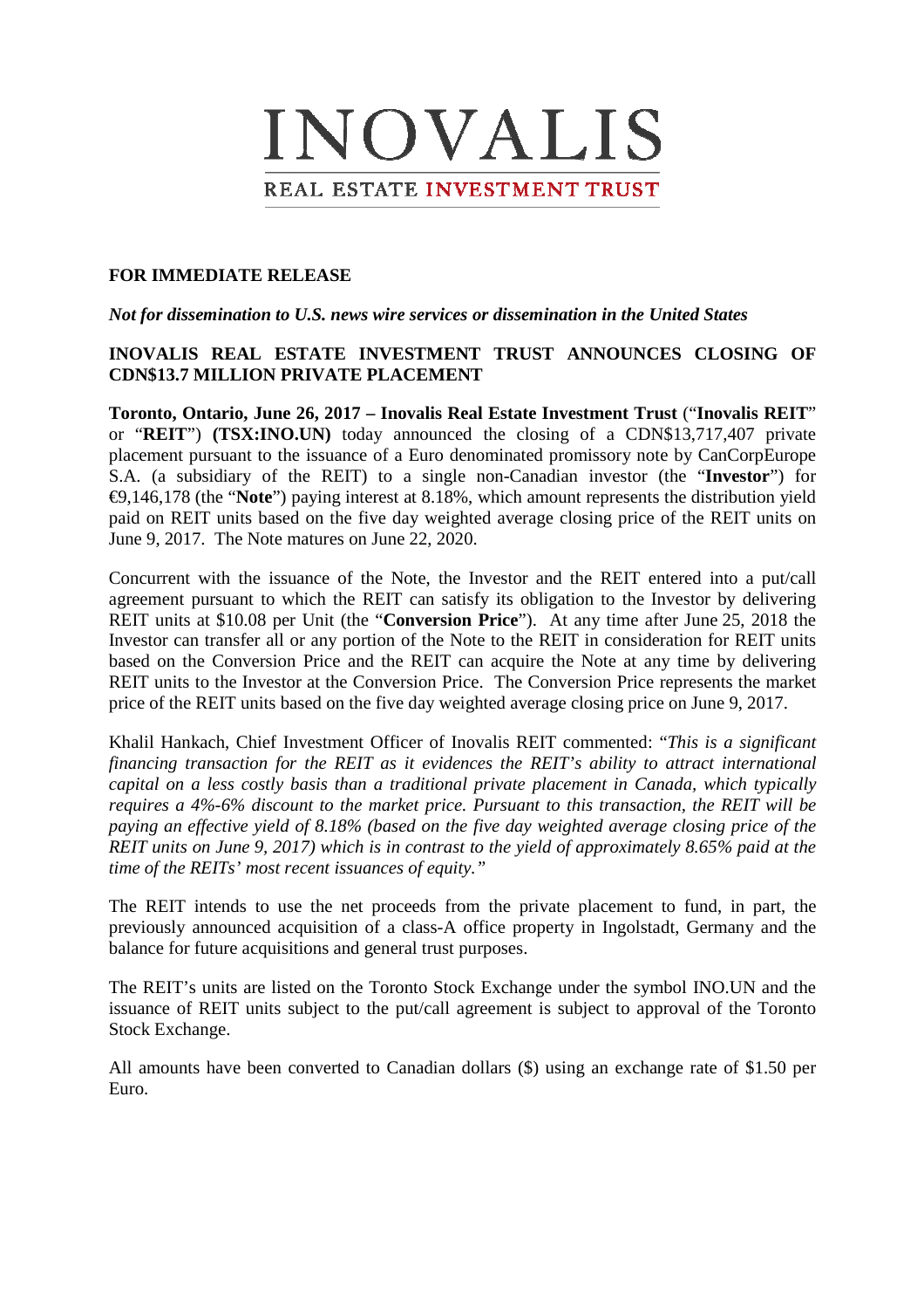# INOVALIS

REAL ESTATE INVESTMENT TRUST

**FOR IMMEDIATE RELEASE**

***Not for dissemination to U.S. news wire services or dissemination in the United States***

## INOVALIS REAL ESTATE INVESTMENT TRUST ANNOUNCES CLOSING OF CDN$13.7 MILLION PRIVATE PLACEMENT

**Toronto, Ontario, June 26, 2017 – Inovalis Real Estate Investment Trust** ("**Inovalis REIT**" or "**REIT**") **(TSX:INO.UN)** today announced the closing of a CDN$13,717,407 private placement pursuant to the issuance of a Euro denominated promissory note by CanCorpEurope S.A. (a subsidiary of the REIT) to a single non-Canadian investor (the "**Investor**") for €9,146,178 (the "**Note**") paying interest at 8.18%, which amount represents the distribution yield paid on REIT units based on the five day weighted average closing price of the REIT units on June 9, 2017. The Note matures on June 22, 2020.

Concurrent with the issuance of the Note, the Investor and the REIT entered into a put/call agreement pursuant to which the REIT can satisfy its obligation to the Investor by delivering REIT units at $10.08 per Unit (the "**Conversion Price**"). At any time after June 25, 2018 the Investor can transfer all or any portion of the Note to the REIT in consideration for REIT units based on the Conversion Price and the REIT can acquire the Note at any time by delivering REIT units to the Investor at the Conversion Price. The Conversion Price represents the market price of the REIT units based on the five day weighted average closing price on June 9, 2017.

Khalil Hankach, Chief Investment Officer of Inovalis REIT commented: "*This is a significant financing transaction for the REIT as it evidences the REIT's ability to attract international capital on a less costly basis than a traditional private placement in Canada, which typically requires a 4%-6% discount to the market price. Pursuant to this transaction, the REIT will be paying an effective yield of 8.18% (based on the five day weighted average closing price of the REIT units on June 9, 2017) which is in contrast to the yield of approximately 8.65% paid at the time of the REITs' most recent issuances of equity."*

The REIT intends to use the net proceeds from the private placement to fund, in part, the previously announced acquisition of a class-A office property in Ingolstadt, Germany and the balance for future acquisitions and general trust purposes.

The REIT's units are listed on the Toronto Stock Exchange under the symbol INO.UN and the issuance of REIT units subject to the put/call agreement is subject to approval of the Toronto Stock Exchange.

All amounts have been converted to Canadian dollars ($) using an exchange rate of $1.50 per Euro.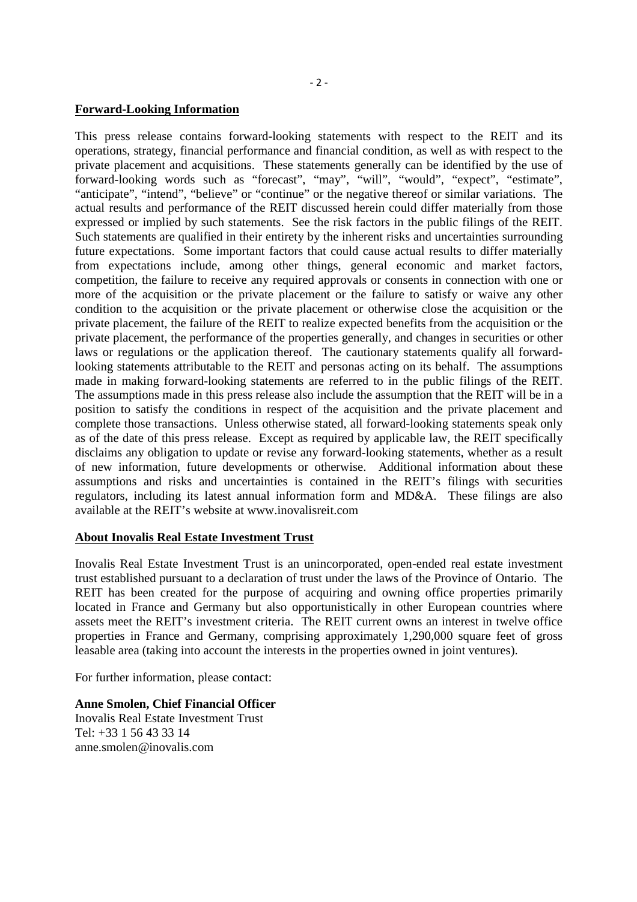**Forward-Looking Information**

This press release contains forward-looking statements with respect to the REIT and its operations, strategy, financial performance and financial condition, as well as with respect to the private placement and acquisitions. These statements generally can be identified by the use of forward-looking words such as "forecast", "may", "will", "would", "expect", "estimate", "anticipate", "intend", "believe" or "continue" or the negative thereof or similar variations. The actual results and performance of the REIT discussed herein could differ materially from those expressed or implied by such statements. See the risk factors in the public filings of the REIT. Such statements are qualified in their entirety by the inherent risks and uncertainties surrounding future expectations. Some important factors that could cause actual results to differ materially from expectations include, among other things, general economic and market factors, competition, the failure to receive any required approvals or consents in connection with one or more of the acquisition or the private placement or the failure to satisfy or waive any other condition to the acquisition or the private placement or otherwise close the acquisition or the private placement, the failure of the REIT to realize expected benefits from the acquisition or the private placement, the performance of the properties generally, and changes in securities or other laws or regulations or the application thereof. The cautionary statements qualify all forward-looking statements attributable to the REIT and personas acting on its behalf. The assumptions made in making forward-looking statements are referred to in the public filings of the REIT. The assumptions made in this press release also include the assumption that the REIT will be in a position to satisfy the conditions in respect of the acquisition and the private placement and complete those transactions. Unless otherwise stated, all forward-looking statements speak only as of the date of this press release. Except as required by applicable law, the REIT specifically disclaims any obligation to update or revise any forward-looking statements, whether as a result of new information, future developments or otherwise. Additional information about these assumptions and risks and uncertainties is contained in the REIT's filings with securities regulators, including its latest annual information form and MD&A. These filings are also available at the REIT's website at www.inovalisreit.com

**About Inovalis Real Estate Investment Trust**

Inovalis Real Estate Investment Trust is an unincorporated, open-ended real estate investment trust established pursuant to a declaration of trust under the laws of the Province of Ontario. The REIT has been created for the purpose of acquiring and owning office properties primarily located in France and Germany but also opportunistically in other European countries where assets meet the REIT's investment criteria. The REIT current owns an interest in twelve office properties in France and Germany, comprising approximately 1,290,000 square feet of gross leasable area (taking into account the interests in the properties owned in joint ventures).

For further information, please contact:

**Anne Smolen, Chief Financial Officer**
Inovalis Real Estate Investment Trust
Tel: +33 1 56 43 33 14
anne.smolen@inovalis.com